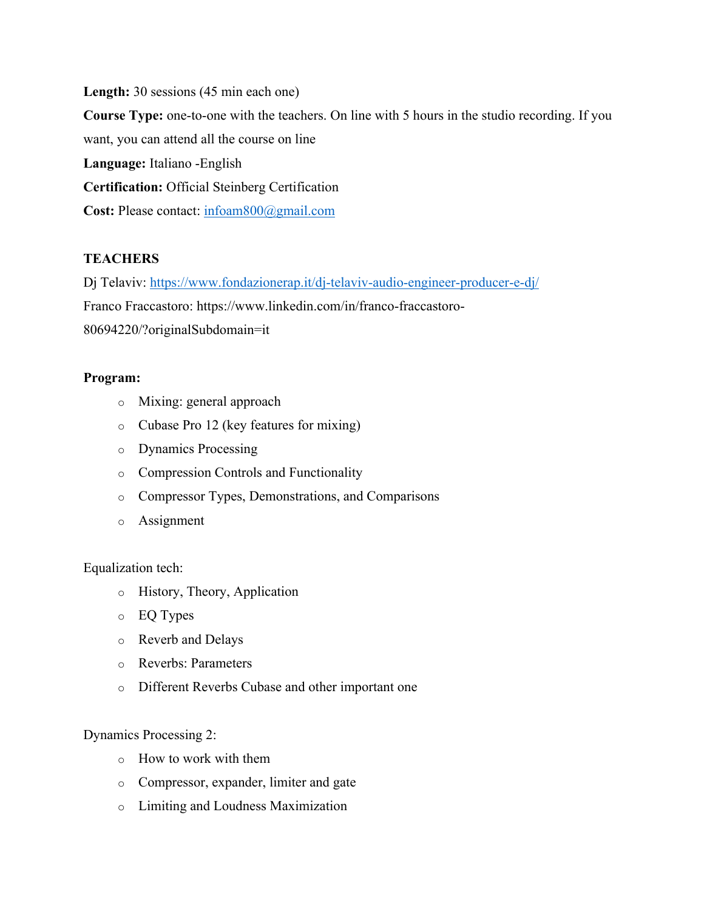**Length:** 30 sessions (45 min each one)

**Course Type:** one-to-one with the teachers. On line with 5 hours in the studio recording. If you want, you can attend all the course on line

**Language:** Italiano -English

**Certification:** Official Steinberg Certification

**Cost:** Please contact: infoam800@gmail.com

**TEACHERS**

Dj Telaviv: https://www.fondazionerap.it/dj-telaviv-audio-engineer-producer-e-dj/

Franco Fraccastoro: https://www.linkedin.com/in/franco-fraccastoro-80694220/?originalSubdomain=it

**Program:**

- Mixing: general approach
- Cubase Pro 12 (key features for mixing)
- Dynamics Processing
- Compression Controls and Functionality
- Compressor Types, Demonstrations, and Comparisons
- Assignment

Equalization tech:

- History, Theory, Application
- EQ Types
- Reverb and Delays
- Reverbs: Parameters
- Different Reverbs Cubase and other important one

Dynamics Processing 2:

- How to work with them
- Compressor, expander, limiter and gate
- Limiting and Loudness Maximization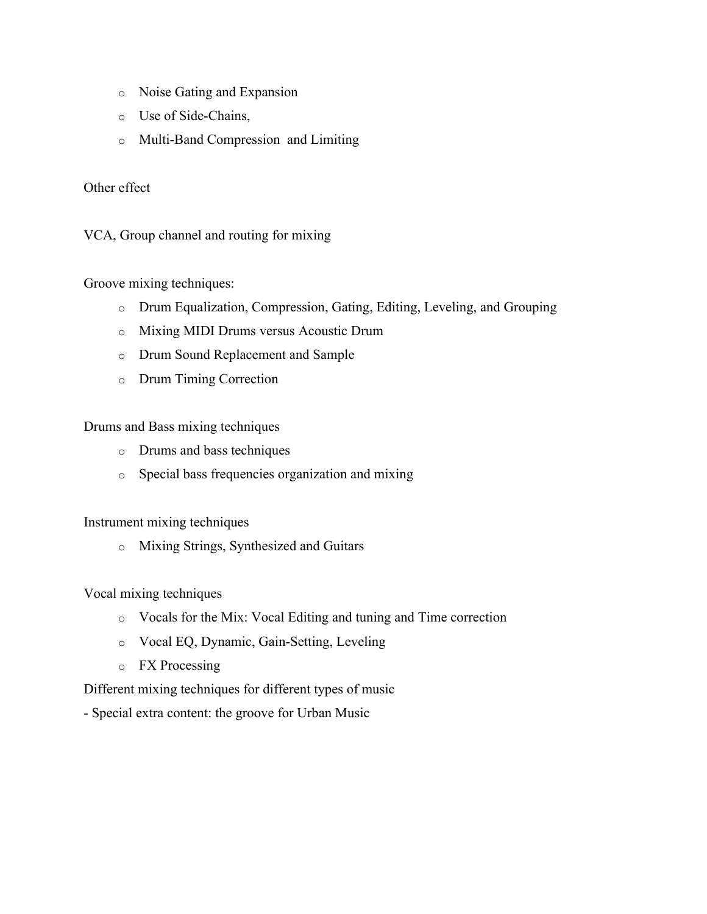- Noise Gating and Expansion
- Use of Side-Chains,
- Multi-Band Compression and Limiting

Other effect

VCA, Group channel and routing for mixing

Groove mixing techniques:

- Drum Equalization, Compression, Gating, Editing, Leveling, and Grouping
- Mixing MIDI Drums versus Acoustic Drum
- Drum Sound Replacement and Sample
- Drum Timing Correction

Drums and Bass mixing techniques

- Drums and bass techniques
- Special bass frequencies organization and mixing

Instrument mixing techniques

- Mixing Strings, Synthesized and Guitars

Vocal mixing techniques

- Vocals for the Mix: Vocal Editing and tuning and Time correction
- Vocal EQ, Dynamic, Gain-Setting, Leveling
- FX Processing

Different mixing techniques for different types of music

- Special extra content: the groove for Urban Music